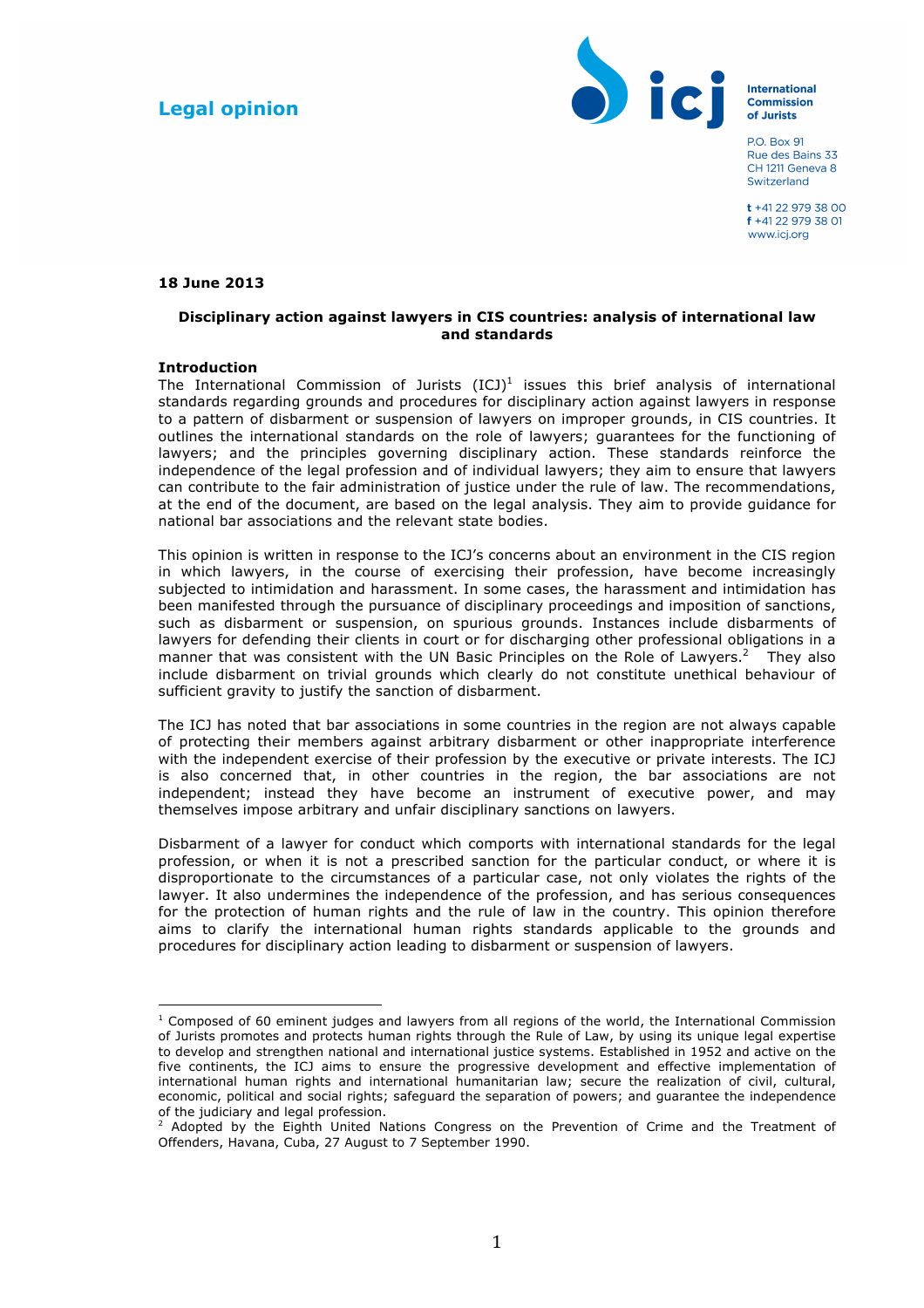**Legal opinion**

International Commission of Jurists

P.O. Box 91
Rue des Bains 33
CH 1211 Geneva 8
Switzerland

t +41 22 979 38 00
f +41 22 979 38 01
www.icj.org

**18 June 2013**

**Disciplinary action against lawyers in CIS countries: analysis of international law and standards**

**Introduction**

The International Commission of Jurists (ICJ)[1] issues this brief analysis of international standards regarding grounds and procedures for disciplinary action against lawyers in response to a pattern of disbarment or suspension of lawyers on improper grounds, in CIS countries. It outlines the international standards on the role of lawyers; guarantees for the functioning of lawyers; and the principles governing disciplinary action. These standards reinforce the independence of the legal profession and of individual lawyers; they aim to ensure that lawyers can contribute to the fair administration of justice under the rule of law. The recommendations, at the end of the document, are based on the legal analysis. They aim to provide guidance for national bar associations and the relevant state bodies.

This opinion is written in response to the ICJ's concerns about an environment in the CIS region in which lawyers, in the course of exercising their profession, have become increasingly subjected to intimidation and harassment. In some cases, the harassment and intimidation has been manifested through the pursuance of disciplinary proceedings and imposition of sanctions, such as disbarment or suspension, on spurious grounds. Instances include disbarments of lawyers for defending their clients in court or for discharging other professional obligations in a manner that was consistent with the UN Basic Principles on the Role of Lawyers.[2] They also include disbarment on trivial grounds which clearly do not constitute unethical behaviour of sufficient gravity to justify the sanction of disbarment.

The ICJ has noted that bar associations in some countries in the region are not always capable of protecting their members against arbitrary disbarment or other inappropriate interference with the independent exercise of their profession by the executive or private interests. The ICJ is also concerned that, in other countries in the region, the bar associations are not independent; instead they have become an instrument of executive power, and may themselves impose arbitrary and unfair disciplinary sanctions on lawyers.

Disbarment of a lawyer for conduct which comports with international standards for the legal profession, or when it is not a prescribed sanction for the particular conduct, or where it is disproportionate to the circumstances of a particular case, not only violates the rights of the lawyer. It also undermines the independence of the profession, and has serious consequences for the protection of human rights and the rule of law in the country. This opinion therefore aims to clarify the international human rights standards applicable to the grounds and procedures for disciplinary action leading to disbarment or suspension of lawyers.

---

[1] Composed of 60 eminent judges and lawyers from all regions of the world, the International Commission of Jurists promotes and protects human rights through the Rule of Law, by using its unique legal expertise to develop and strengthen national and international justice systems. Established in 1952 and active on the five continents, the ICJ aims to ensure the progressive development and effective implementation of international human rights and international humanitarian law; secure the realization of civil, cultural, economic, political and social rights; safeguard the separation of powers; and guarantee the independence of the judiciary and legal profession.

[2] Adopted by the Eighth United Nations Congress on the Prevention of Crime and the Treatment of Offenders, Havana, Cuba, 27 August to 7 September 1990.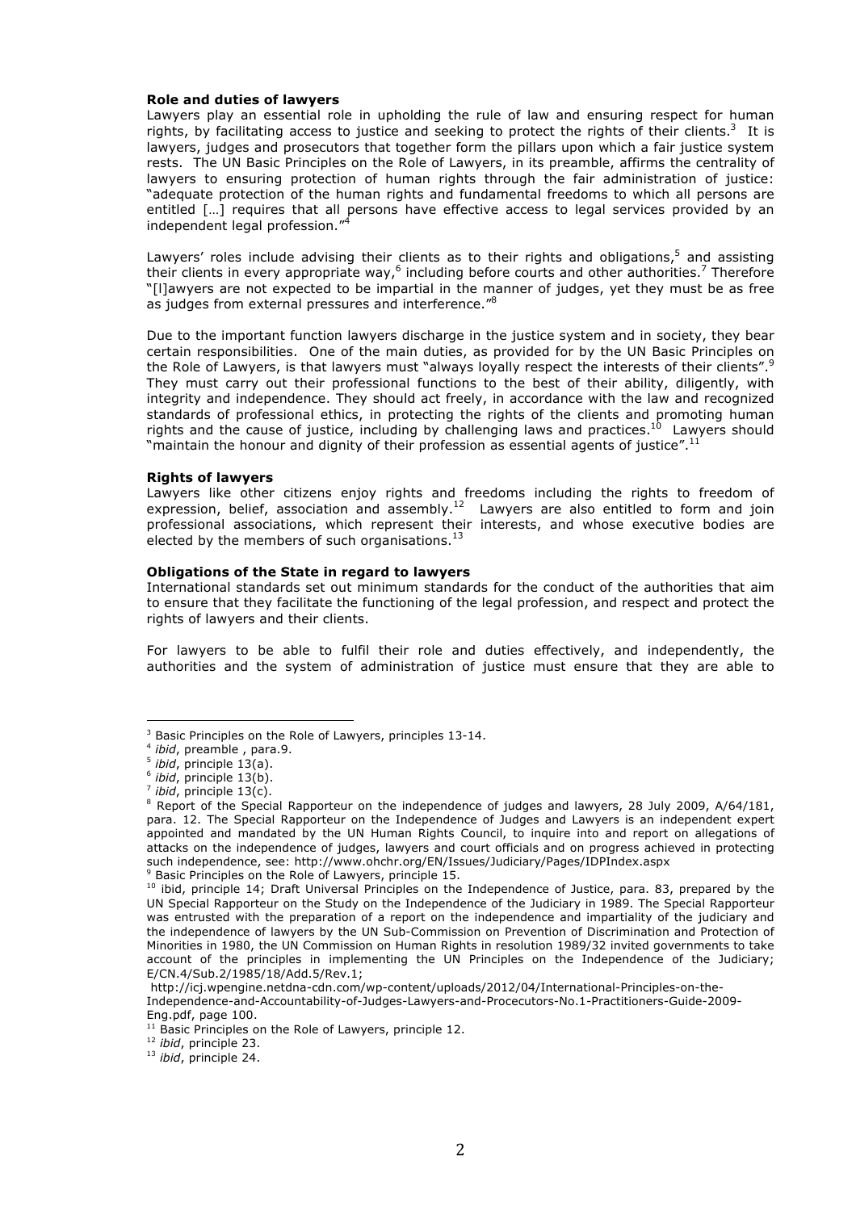**Role and duties of lawyers**

Lawyers play an essential role in upholding the rule of law and ensuring respect for human rights, by facilitating access to justice and seeking to protect the rights of their clients.[3] It is lawyers, judges and prosecutors that together form the pillars upon which a fair justice system rests. The UN Basic Principles on the Role of Lawyers, in its preamble, affirms the centrality of lawyers to ensuring protection of human rights through the fair administration of justice: "adequate protection of the human rights and fundamental freedoms to which all persons are entitled […] requires that all persons have effective access to legal services provided by an independent legal profession."[4]

Lawyers' roles include advising their clients as to their rights and obligations,[5] and assisting their clients in every appropriate way,[6] including before courts and other authorities.[7] Therefore "[l]awyers are not expected to be impartial in the manner of judges, yet they must be as free as judges from external pressures and interference."[8]

Due to the important function lawyers discharge in the justice system and in society, they bear certain responsibilities. One of the main duties, as provided for by the UN Basic Principles on the Role of Lawyers, is that lawyers must "always loyally respect the interests of their clients".[9] They must carry out their professional functions to the best of their ability, diligently, with integrity and independence. They should act freely, in accordance with the law and recognized standards of professional ethics, in protecting the rights of the clients and promoting human rights and the cause of justice, including by challenging laws and practices.[10] Lawyers should "maintain the honour and dignity of their profession as essential agents of justice".[11]

**Rights of lawyers**

Lawyers like other citizens enjoy rights and freedoms including the rights to freedom of expression, belief, association and assembly.[12] Lawyers are also entitled to form and join professional associations, which represent their interests, and whose executive bodies are elected by the members of such organisations.[13]

**Obligations of the State in regard to lawyers**

International standards set out minimum standards for the conduct of the authorities that aim to ensure that they facilitate the functioning of the legal profession, and respect and protect the rights of lawyers and their clients.

For lawyers to be able to fulfil their role and duties effectively, and independently, the authorities and the system of administration of justice must ensure that they are able to

---

[3] Basic Principles on the Role of Lawyers, principles 13-14.

[4] *ibid*, preamble , para.9.

[5] *ibid*, principle 13(a).

[6] *ibid*, principle 13(b).

[7] *ibid*, principle 13(c).

[8] Report of the Special Rapporteur on the independence of judges and lawyers, 28 July 2009, A/64/181, para. 12. The Special Rapporteur on the Independence of Judges and Lawyers is an independent expert appointed and mandated by the UN Human Rights Council, to inquire into and report on allegations of attacks on the independence of judges, lawyers and court officials and on progress achieved in protecting such independence, see: http://www.ohchr.org/EN/Issues/Judiciary/Pages/IDPIndex.aspx

[9] Basic Principles on the Role of Lawyers, principle 15.

[10] ibid, principle 14; Draft Universal Principles on the Independence of Justice, para. 83, prepared by the UN Special Rapporteur on the Study on the Independence of the Judiciary in 1989. The Special Rapporteur was entrusted with the preparation of a report on the independence and impartiality of the judiciary and the independence of lawyers by the UN Sub-Commission on Prevention of Discrimination and Protection of Minorities in 1980, the UN Commission on Human Rights in resolution 1989/32 invited governments to take account of the principles in implementing the UN Principles on the Independence of the Judiciary; E/CN.4/Sub.2/1985/18/Add.5/Rev.1;
http://icj.wpengine.netdna-cdn.com/wp-content/uploads/2012/04/International-Principles-on-the-Independence-and-Accountability-of-Judges-Lawyers-and-Procecutors-No.1-Practitioners-Guide-2009-Eng.pdf, page 100.

[11] Basic Principles on the Role of Lawyers, principle 12.

[12] *ibid*, principle 23.

[13] *ibid*, principle 24.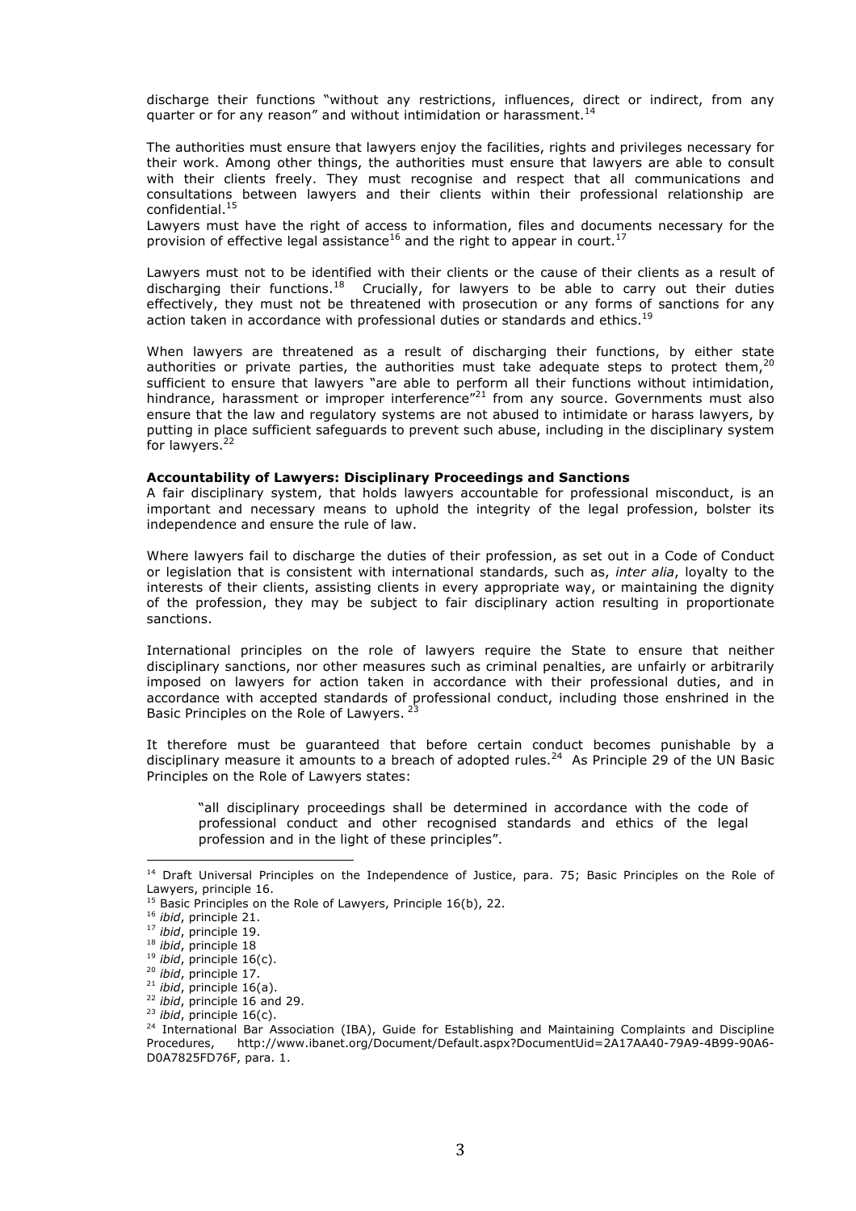discharge their functions "without any restrictions, influences, direct or indirect, from any quarter or for any reason" and without intimidation or harassment.[14]

The authorities must ensure that lawyers enjoy the facilities, rights and privileges necessary for their work. Among other things, the authorities must ensure that lawyers are able to consult with their clients freely. They must recognise and respect that all communications and consultations between lawyers and their clients within their professional relationship are confidential.[15]
Lawyers must have the right of access to information, files and documents necessary for the provision of effective legal assistance[16] and the right to appear in court.[17]

Lawyers must not to be identified with their clients or the cause of their clients as a result of discharging their functions.[18] Crucially, for lawyers to be able to carry out their duties effectively, they must not be threatened with prosecution or any forms of sanctions for any action taken in accordance with professional duties or standards and ethics.[19]

When lawyers are threatened as a result of discharging their functions, by either state authorities or private parties, the authorities must take adequate steps to protect them,[20] sufficient to ensure that lawyers "are able to perform all their functions without intimidation, hindrance, harassment or improper interference"[21] from any source. Governments must also ensure that the law and regulatory systems are not abused to intimidate or harass lawyers, by putting in place sufficient safeguards to prevent such abuse, including in the disciplinary system for lawyers.[22]

**Accountability of Lawyers: Disciplinary Proceedings and Sanctions**
A fair disciplinary system, that holds lawyers accountable for professional misconduct, is an important and necessary means to uphold the integrity of the legal profession, bolster its independence and ensure the rule of law.

Where lawyers fail to discharge the duties of their profession, as set out in a Code of Conduct or legislation that is consistent with international standards, such as, *inter alia*, loyalty to the interests of their clients, assisting clients in every appropriate way, or maintaining the dignity of the profession, they may be subject to fair disciplinary action resulting in proportionate sanctions.

International principles on the role of lawyers require the State to ensure that neither disciplinary sanctions, nor other measures such as criminal penalties, are unfairly or arbitrarily imposed on lawyers for action taken in accordance with their professional duties, and in accordance with accepted standards of professional conduct, including those enshrined in the Basic Principles on the Role of Lawyers.[23]

It therefore must be guaranteed that before certain conduct becomes punishable by a disciplinary measure it amounts to a breach of adopted rules.[24] As Principle 29 of the UN Basic Principles on the Role of Lawyers states:

> "all disciplinary proceedings shall be determined in accordance with the code of professional conduct and other recognised standards and ethics of the legal profession and in the light of these principles".

---

[14] Draft Universal Principles on the Independence of Justice, para. 75; Basic Principles on the Role of Lawyers, principle 16.
[15] Basic Principles on the Role of Lawyers, Principle 16(b), 22.
[16] *ibid*, principle 21.
[17] *ibid*, principle 19.
[18] *ibid*, principle 18
[19] *ibid*, principle 16(c).
[20] *ibid*, principle 17.
[21] *ibid*, principle 16(a).
[22] *ibid*, principle 16 and 29.
[23] *ibid*, principle 16(c).
[24] International Bar Association (IBA), Guide for Establishing and Maintaining Complaints and Discipline Procedures, http://www.ibanet.org/Document/Default.aspx?DocumentUid=2A17AA40-79A9-4B99-90A6-D0A7825FD76F, para. 1.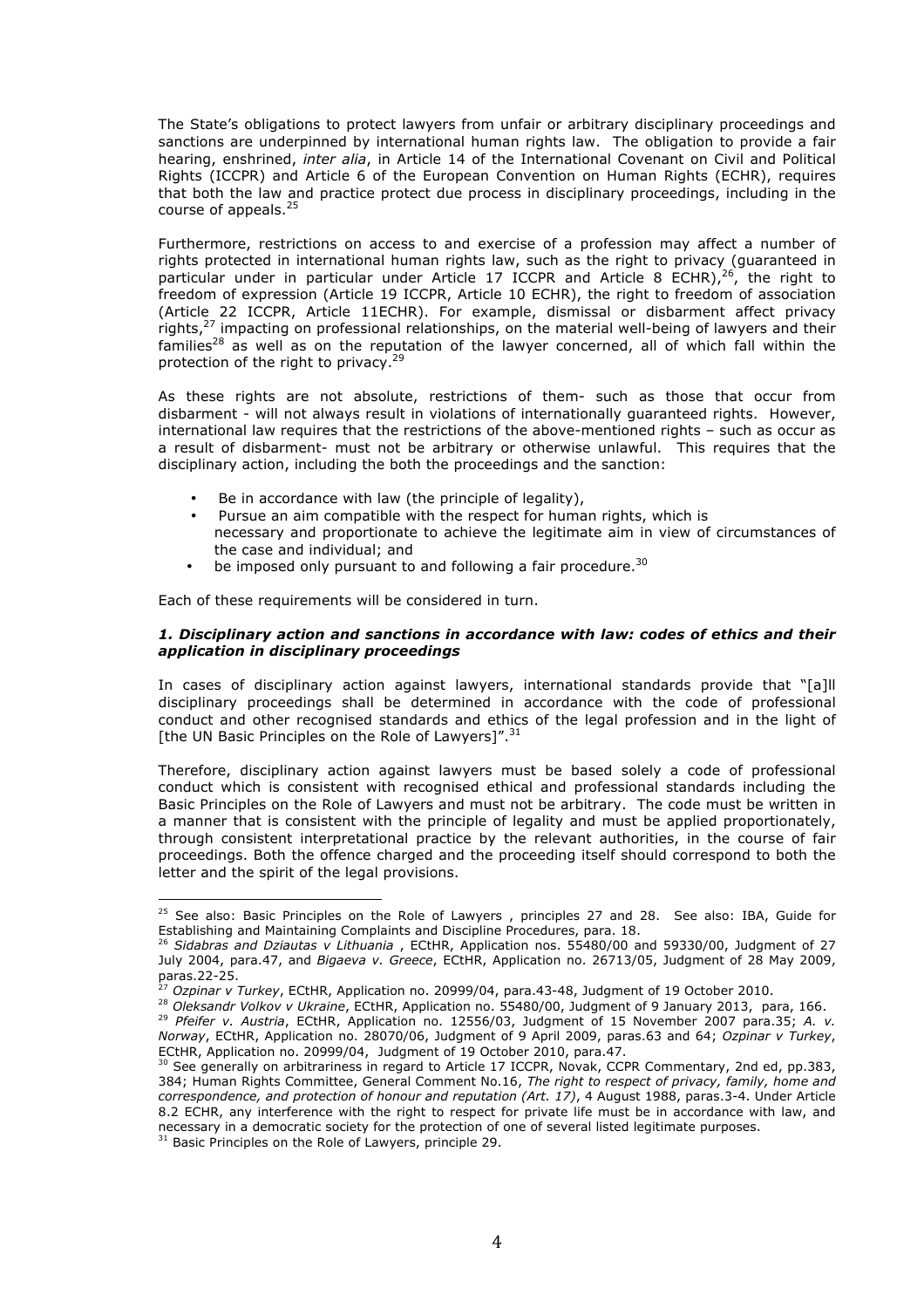The State's obligations to protect lawyers from unfair or arbitrary disciplinary proceedings and sanctions are underpinned by international human rights law. The obligation to provide a fair hearing, enshrined, *inter alia*, in Article 14 of the International Covenant on Civil and Political Rights (ICCPR) and Article 6 of the European Convention on Human Rights (ECHR), requires that both the law and practice protect due process in disciplinary proceedings, including in the course of appeals.[25]

Furthermore, restrictions on access to and exercise of a profession may affect a number of rights protected in international human rights law, such as the right to privacy (guaranteed in particular under in particular under Article 17 ICCPR and Article 8 ECHR),[26], the right to freedom of expression (Article 19 ICCPR, Article 10 ECHR), the right to freedom of association (Article 22 ICCPR, Article 11ECHR). For example, dismissal or disbarment affect privacy rights,[27] impacting on professional relationships, on the material well-being of lawyers and their families[28] as well as on the reputation of the lawyer concerned, all of which fall within the protection of the right to privacy.[29]

As these rights are not absolute, restrictions of them- such as those that occur from disbarment - will not always result in violations of internationally guaranteed rights. However, international law requires that the restrictions of the above-mentioned rights – such as occur as a result of disbarment- must not be arbitrary or otherwise unlawful. This requires that the disciplinary action, including the both the proceedings and the sanction:

- Be in accordance with law (the principle of legality),
- Pursue an aim compatible with the respect for human rights, which is necessary and proportionate to achieve the legitimate aim in view of circumstances of the case and individual; and
- be imposed only pursuant to and following a fair procedure.[30]

Each of these requirements will be considered in turn.

### *1. Disciplinary action and sanctions in accordance with law: codes of ethics and their application in disciplinary proceedings*

In cases of disciplinary action against lawyers, international standards provide that "[a]ll disciplinary proceedings shall be determined in accordance with the code of professional conduct and other recognised standards and ethics of the legal profession and in the light of [the UN Basic Principles on the Role of Lawyers]".[31]

Therefore, disciplinary action against lawyers must be based solely a code of professional conduct which is consistent with recognised ethical and professional standards including the Basic Principles on the Role of Lawyers and must not be arbitrary. The code must be written in a manner that is consistent with the principle of legality and must be applied proportionately, through consistent interpretational practice by the relevant authorities, in the course of fair proceedings. Both the offence charged and the proceeding itself should correspond to both the letter and the spirit of the legal provisions.

---

[25] See also: Basic Principles on the Role of Lawyers , principles 27 and 28. See also: IBA, Guide for Establishing and Maintaining Complaints and Discipline Procedures, para. 18.

[26] *Sidabras and Dziautas v Lithuania* , ECtHR, Application nos. 55480/00 and 59330/00, Judgment of 27 July 2004, para.47, and *Bigaeva v. Greece*, ECtHR, Application no. 26713/05, Judgment of 28 May 2009, paras.22-25.

[27] *Ozpinar v Turkey*, ECtHR, Application no. 20999/04, para.43-48, Judgment of 19 October 2010.

[28] *Oleksandr Volkov v Ukraine*, ECtHR, Application no. 55480/00, Judgment of 9 January 2013, para, 166.

[29] *Pfeifer v. Austria*, ECtHR, Application no. 12556/03, Judgment of 15 November 2007 para.35; *A. v. Norway*, ECtHR, Application no. 28070/06, Judgment of 9 April 2009, paras.63 and 64; *Ozpinar v Turkey*, ECtHR, Application no. 20999/04, Judgment of 19 October 2010, para.47.

[30] See generally on arbitrariness in regard to Article 17 ICCPR, Novak, CCPR Commentary, 2nd ed, pp.383, 384; Human Rights Committee, General Comment No.16, *The right to respect of privacy, family, home and correspondence, and protection of honour and reputation (Art. 17)*, 4 August 1988, paras.3-4. Under Article 8.2 ECHR, any interference with the right to respect for private life must be in accordance with law, and necessary in a democratic society for the protection of one of several listed legitimate purposes.

[31] Basic Principles on the Role of Lawyers, principle 29.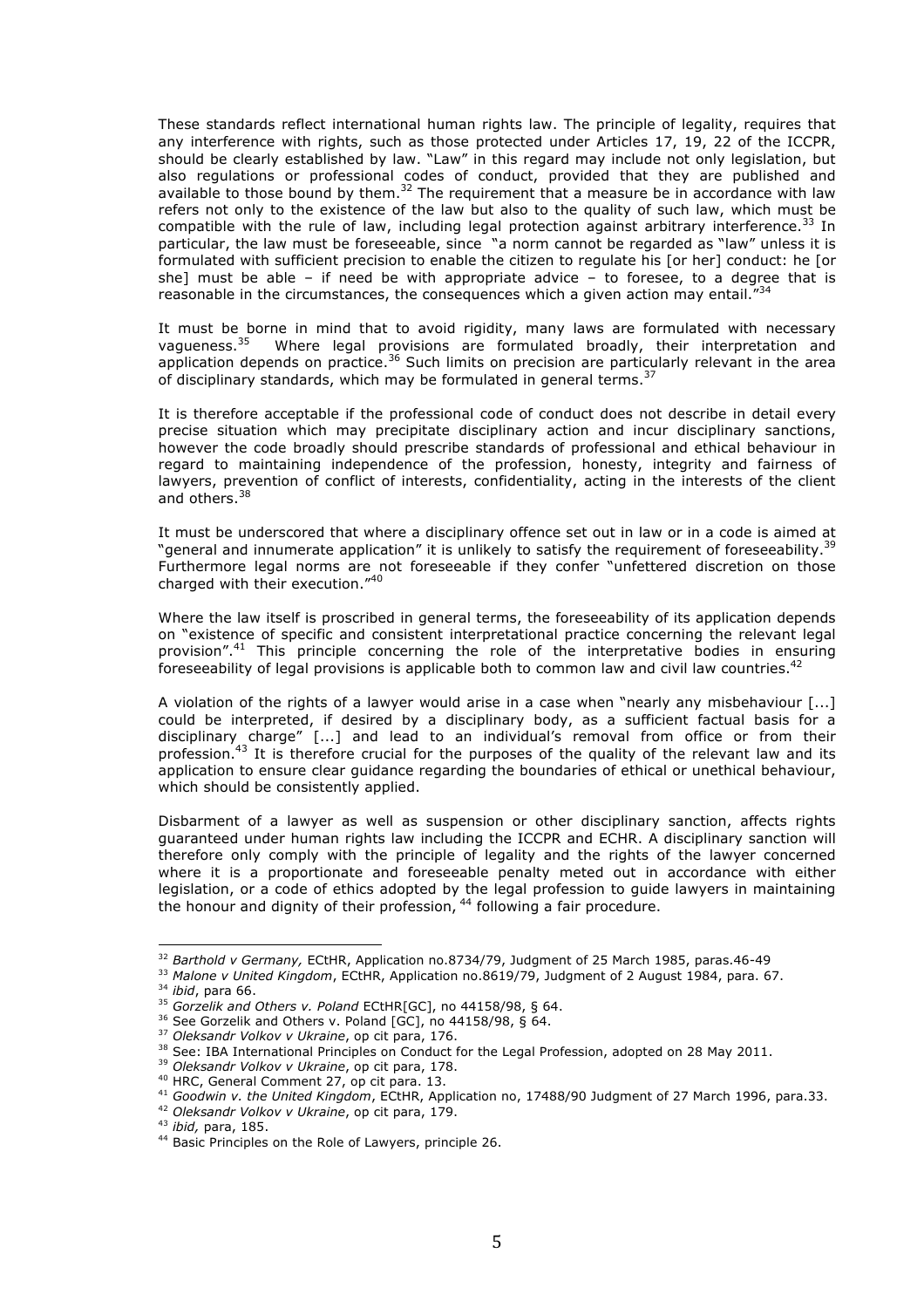These standards reflect international human rights law. The principle of legality, requires that any interference with rights, such as those protected under Articles 17, 19, 22 of the ICCPR, should be clearly established by law. "Law" in this regard may include not only legislation, but also regulations or professional codes of conduct, provided that they are published and available to those bound by them.[32] The requirement that a measure be in accordance with law refers not only to the existence of the law but also to the quality of such law, which must be compatible with the rule of law, including legal protection against arbitrary interference.[33] In particular, the law must be foreseeable, since "a norm cannot be regarded as "law" unless it is formulated with sufficient precision to enable the citizen to regulate his [or her] conduct: he [or she] must be able – if need be with appropriate advice – to foresee, to a degree that is reasonable in the circumstances, the consequences which a given action may entail."[34]

It must be borne in mind that to avoid rigidity, many laws are formulated with necessary vagueness.[35] Where legal provisions are formulated broadly, their interpretation and application depends on practice.[36] Such limits on precision are particularly relevant in the area of disciplinary standards, which may be formulated in general terms.[37]

It is therefore acceptable if the professional code of conduct does not describe in detail every precise situation which may precipitate disciplinary action and incur disciplinary sanctions, however the code broadly should prescribe standards of professional and ethical behaviour in regard to maintaining independence of the profession, honesty, integrity and fairness of lawyers, prevention of conflict of interests, confidentiality, acting in the interests of the client and others.[38]

It must be underscored that where a disciplinary offence set out in law or in a code is aimed at "general and innumerate application" it is unlikely to satisfy the requirement of foreseeability.[39] Furthermore legal norms are not foreseeable if they confer "unfettered discretion on those charged with their execution."[40]

Where the law itself is proscribed in general terms, the foreseeability of its application depends on "existence of specific and consistent interpretational practice concerning the relevant legal provision".[41] This principle concerning the role of the interpretative bodies in ensuring foreseeability of legal provisions is applicable both to common law and civil law countries.[42]

A violation of the rights of a lawyer would arise in a case when "nearly any misbehaviour [...] could be interpreted, if desired by a disciplinary body, as a sufficient factual basis for a disciplinary charge" [...] and lead to an individual's removal from office or from their profession.[43] It is therefore crucial for the purposes of the quality of the relevant law and its application to ensure clear guidance regarding the boundaries of ethical or unethical behaviour, which should be consistently applied.

Disbarment of a lawyer as well as suspension or other disciplinary sanction, affects rights guaranteed under human rights law including the ICCPR and ECHR. A disciplinary sanction will therefore only comply with the principle of legality and the rights of the lawyer concerned where it is a proportionate and foreseeable penalty meted out in accordance with either legislation, or a code of ethics adopted by the legal profession to guide lawyers in maintaining the honour and dignity of their profession,[44] following a fair procedure.

---

[32] *Barthold v Germany,* ECtHR, Application no.8734/79, Judgment of 25 March 1985, paras.46-49

[33] *Malone v United Kingdom*, ECtHR, Application no.8619/79, Judgment of 2 August 1984, para. 67.

[34] *ibid*, para 66.

[35] *Gorzelik and Others v. Poland* ECtHR[GC], no 44158/98, § 64.

[36] See Gorzelik and Others v. Poland [GC], no 44158/98, § 64.

[37] *Oleksandr Volkov v Ukraine*, op cit para, 176.

[38] See: IBA International Principles on Conduct for the Legal Profession, adopted on 28 May 2011.

[39] *Oleksandr Volkov v Ukraine*, op cit para, 178.

[40] HRC, General Comment 27, op cit para. 13.

[41] *Goodwin v. the United Kingdom*, ECtHR, Application no, 17488/90 Judgment of 27 March 1996, para.33.

[42] *Oleksandr Volkov v Ukraine*, op cit para, 179.

[43] *ibid,* para, 185.

[44] Basic Principles on the Role of Lawyers, principle 26.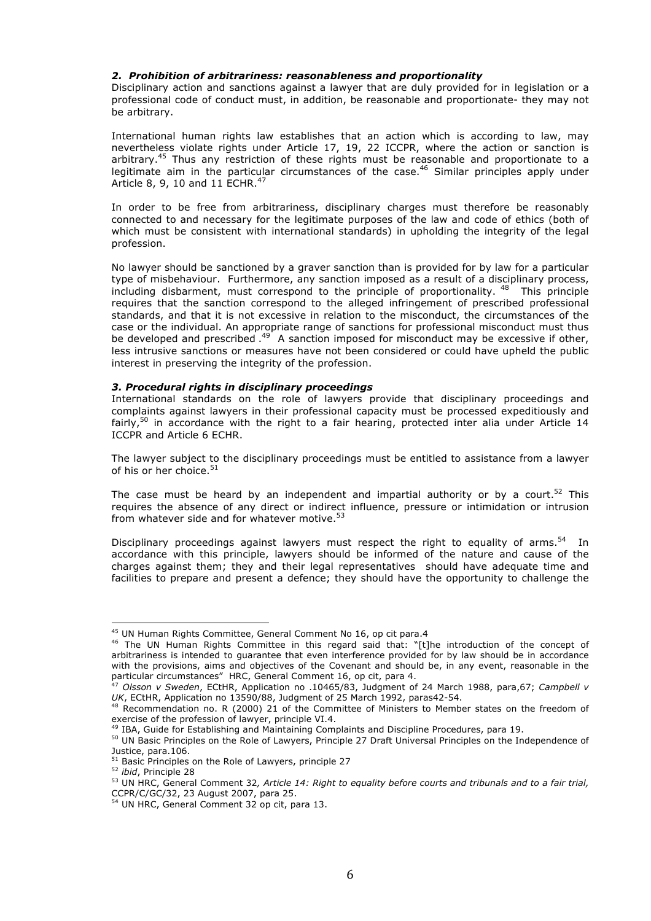### *2. Prohibition of arbitrariness: reasonableness and proportionality*

Disciplinary action and sanctions against a lawyer that are duly provided for in legislation or a professional code of conduct must, in addition, be reasonable and proportionate- they may not be arbitrary.

International human rights law establishes that an action which is according to law, may nevertheless violate rights under Article 17, 19, 22 ICCPR, where the action or sanction is arbitrary.[45] Thus any restriction of these rights must be reasonable and proportionate to a legitimate aim in the particular circumstances of the case.[46] Similar principles apply under Article 8, 9, 10 and 11 ECHR.[47]

In order to be free from arbitrariness, disciplinary charges must therefore be reasonably connected to and necessary for the legitimate purposes of the law and code of ethics (both of which must be consistent with international standards) in upholding the integrity of the legal profession.

No lawyer should be sanctioned by a graver sanction than is provided for by law for a particular type of misbehaviour. Furthermore, any sanction imposed as a result of a disciplinary process, including disbarment, must correspond to the principle of proportionality. [48] This principle requires that the sanction correspond to the alleged infringement of prescribed professional standards, and that it is not excessive in relation to the misconduct, the circumstances of the case or the individual. An appropriate range of sanctions for professional misconduct must thus be developed and prescribed .[49] A sanction imposed for misconduct may be excessive if other, less intrusive sanctions or measures have not been considered or could have upheld the public interest in preserving the integrity of the profession.

### *3. Procedural rights in disciplinary proceedings*

International standards on the role of lawyers provide that disciplinary proceedings and complaints against lawyers in their professional capacity must be processed expeditiously and fairly,[50] in accordance with the right to a fair hearing, protected inter alia under Article 14 ICCPR and Article 6 ECHR.

The lawyer subject to the disciplinary proceedings must be entitled to assistance from a lawyer of his or her choice.[51]

The case must be heard by an independent and impartial authority or by a court.[52] This requires the absence of any direct or indirect influence, pressure or intimidation or intrusion from whatever side and for whatever motive.[53]

Disciplinary proceedings against lawyers must respect the right to equality of arms.[54] In accordance with this principle, lawyers should be informed of the nature and cause of the charges against them; they and their legal representatives should have adequate time and facilities to prepare and present a defence; they should have the opportunity to challenge the

---

[45] UN Human Rights Committee, General Comment No 16, op cit para.4

[46] The UN Human Rights Committee in this regard said that: "[t]he introduction of the concept of arbitrariness is intended to guarantee that even interference provided for by law should be in accordance with the provisions, aims and objectives of the Covenant and should be, in any event, reasonable in the particular circumstances" HRC, General Comment 16, op cit, para 4.

[47] *Olsson v Sweden*, ECtHR, Application no .10465/83, Judgment of 24 March 1988, para,67; *Campbell v UK*, ECtHR, Application no 13590/88, Judgment of 25 March 1992, paras42-54.

[48] Recommendation no. R (2000) 21 of the Committee of Ministers to Member states on the freedom of exercise of the profession of lawyer, principle VI.4.

[49] IBA, Guide for Establishing and Maintaining Complaints and Discipline Procedures, para 19.

[50] UN Basic Principles on the Role of Lawyers, Principle 27 Draft Universal Principles on the Independence of Justice, para.106.

[51] Basic Principles on the Role of Lawyers, principle 27

[52] *ibid*, Principle 28

[53] UN HRC, General Comment 32*, Article 14: Right to equality before courts and tribunals and to a fair trial,* CCPR/C/GC/32, 23 August 2007, para 25.

[54] UN HRC, General Comment 32 op cit, para 13.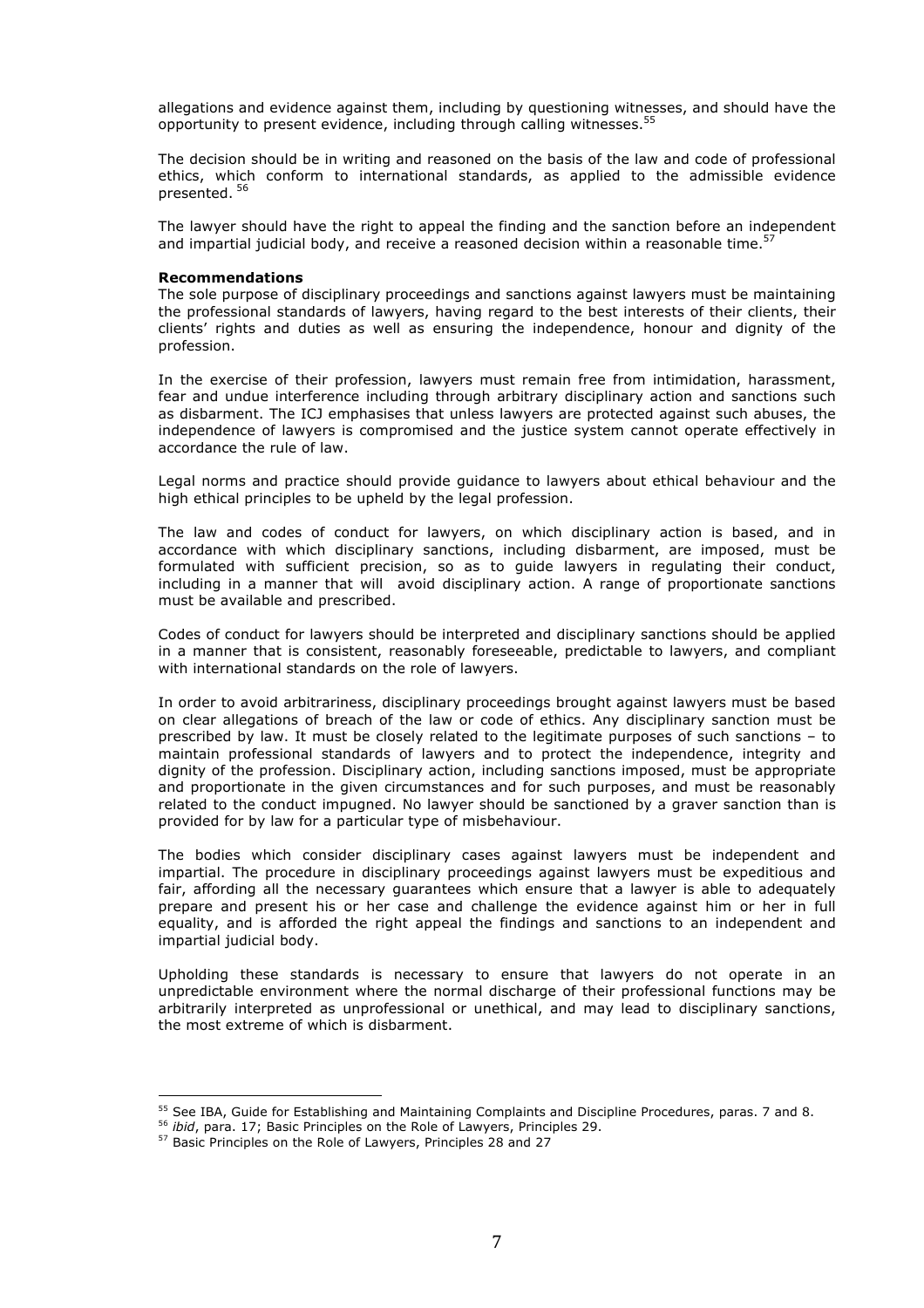allegations and evidence against them, including by questioning witnesses, and should have the opportunity to present evidence, including through calling witnesses.[55]

The decision should be in writing and reasoned on the basis of the law and code of professional ethics, which conform to international standards, as applied to the admissible evidence presented. [56]

The lawyer should have the right to appeal the finding and the sanction before an independent and impartial judicial body, and receive a reasoned decision within a reasonable time.[57]

**Recommendations**

The sole purpose of disciplinary proceedings and sanctions against lawyers must be maintaining the professional standards of lawyers, having regard to the best interests of their clients, their clients' rights and duties as well as ensuring the independence, honour and dignity of the profession.

In the exercise of their profession, lawyers must remain free from intimidation, harassment, fear and undue interference including through arbitrary disciplinary action and sanctions such as disbarment. The ICJ emphasises that unless lawyers are protected against such abuses, the independence of lawyers is compromised and the justice system cannot operate effectively in accordance the rule of law.

Legal norms and practice should provide guidance to lawyers about ethical behaviour and the high ethical principles to be upheld by the legal profession.

The law and codes of conduct for lawyers, on which disciplinary action is based, and in accordance with which disciplinary sanctions, including disbarment, are imposed, must be formulated with sufficient precision, so as to guide lawyers in regulating their conduct, including in a manner that will avoid disciplinary action. A range of proportionate sanctions must be available and prescribed.

Codes of conduct for lawyers should be interpreted and disciplinary sanctions should be applied in a manner that is consistent, reasonably foreseeable, predictable to lawyers, and compliant with international standards on the role of lawyers.

In order to avoid arbitrariness, disciplinary proceedings brought against lawyers must be based on clear allegations of breach of the law or code of ethics. Any disciplinary sanction must be prescribed by law. It must be closely related to the legitimate purposes of such sanctions – to maintain professional standards of lawyers and to protect the independence, integrity and dignity of the profession. Disciplinary action, including sanctions imposed, must be appropriate and proportionate in the given circumstances and for such purposes, and must be reasonably related to the conduct impugned. No lawyer should be sanctioned by a graver sanction than is provided for by law for a particular type of misbehaviour.

The bodies which consider disciplinary cases against lawyers must be independent and impartial. The procedure in disciplinary proceedings against lawyers must be expeditious and fair, affording all the necessary guarantees which ensure that a lawyer is able to adequately prepare and present his or her case and challenge the evidence against him or her in full equality, and is afforded the right appeal the findings and sanctions to an independent and impartial judicial body.

Upholding these standards is necessary to ensure that lawyers do not operate in an unpredictable environment where the normal discharge of their professional functions may be arbitrarily interpreted as unprofessional or unethical, and may lead to disciplinary sanctions, the most extreme of which is disbarment.

---

[55] See IBA, Guide for Establishing and Maintaining Complaints and Discipline Procedures, paras. 7 and 8.

[56] *ibid*, para. 17; Basic Principles on the Role of Lawyers, Principles 29.

[57] Basic Principles on the Role of Lawyers, Principles 28 and 27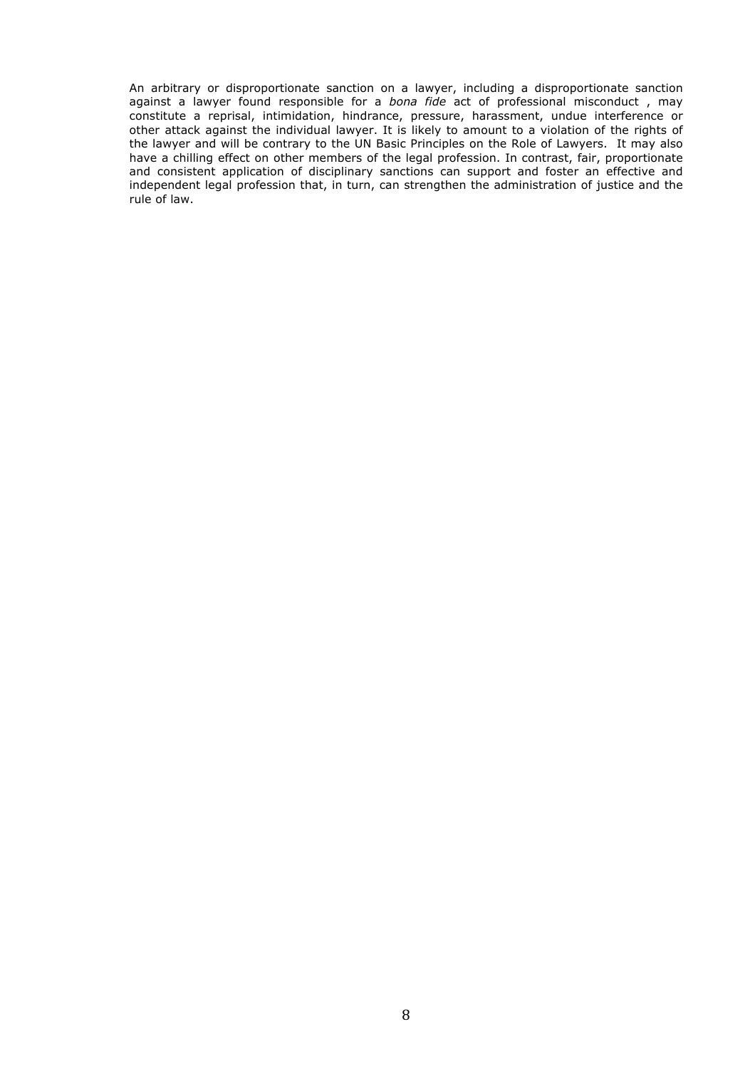An arbitrary or disproportionate sanction on a lawyer, including a disproportionate sanction against a lawyer found responsible for a *bona fide* act of professional misconduct , may constitute a reprisal, intimidation, hindrance, pressure, harassment, undue interference or other attack against the individual lawyer. It is likely to amount to a violation of the rights of the lawyer and will be contrary to the UN Basic Principles on the Role of Lawyers. It may also have a chilling effect on other members of the legal profession. In contrast, fair, proportionate and consistent application of disciplinary sanctions can support and foster an effective and independent legal profession that, in turn, can strengthen the administration of justice and the rule of law.